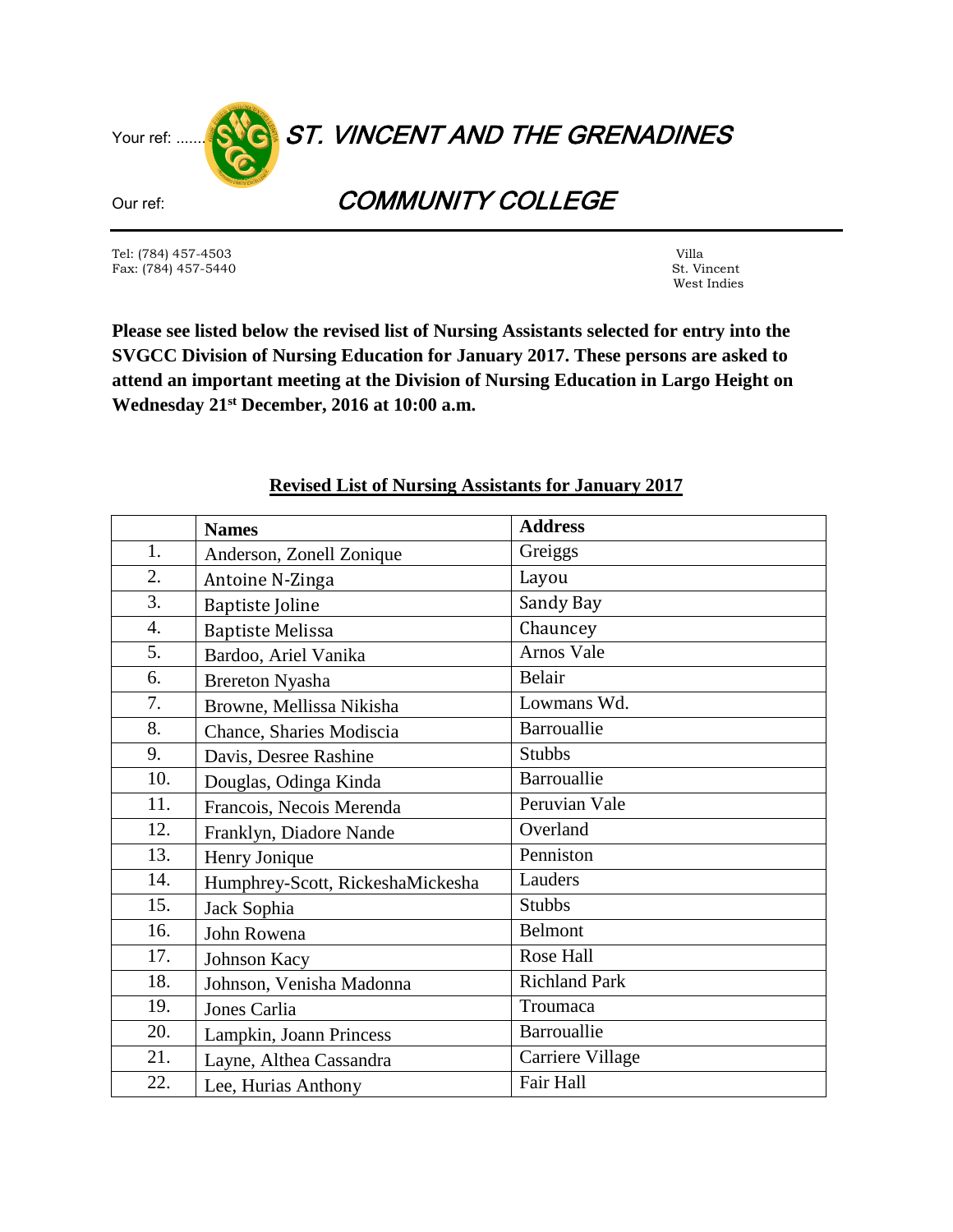Your ref: .......

# ST. VINCENT AND THE GRENADINES

Our ref:

# COMMUNITY COLLEGE

Tel: (784) 457-4503
Fax: (784) 457-5440

Villa
St. Vincent
West Indies

**Please see listed below the revised list of Nursing Assistants selected for entry into the SVGCC Division of Nursing Education for January 2017. These persons are asked to attend an important meeting at the Division of Nursing Education in Largo Height on Wednesday 21st December, 2016 at 10:00 a.m.**

**Revised List of Nursing Assistants for January 2017**

| | **Names** | **Address** |
|---|---|---|
| 1. | Anderson, Zonell Zonique | Greiggs |
| 2. | Antoine N-Zinga | Layou |
| 3. | Baptiste Joline | Sandy Bay |
| 4. | Baptiste Melissa | Chauncey |
| 5. | Bardoo, Ariel Vanika | Arnos Vale |
| 6. | Brereton Nyasha | Belair |
| 7. | Browne, Mellissa Nikisha | Lowmans Wd. |
| 8. | Chance, Sharies Modiscia | Barrouallie |
| 9. | Davis, Desree Rashine | Stubbs |
| 10. | Douglas, Odinga Kinda | Barrouallie |
| 11. | Francois, Necois Merenda | Peruvian Vale |
| 12. | Franklyn, Diadore Nande | Overland |
| 13. | Henry Jonique | Penniston |
| 14. | Humphrey-Scott, RickeshaMickesha | Lauders |
| 15. | Jack Sophia | Stubbs |
| 16. | John Rowena | Belmont |
| 17. | Johnson Kacy | Rose Hall |
| 18. | Johnson, Venisha Madonna | Richland Park |
| 19. | Jones Carlia | Troumaca |
| 20. | Lampkin, Joann Princess | Barrouallie |
| 21. | Layne, Althea Cassandra | Carriere Village |
| 22. | Lee, Hurias Anthony | Fair Hall |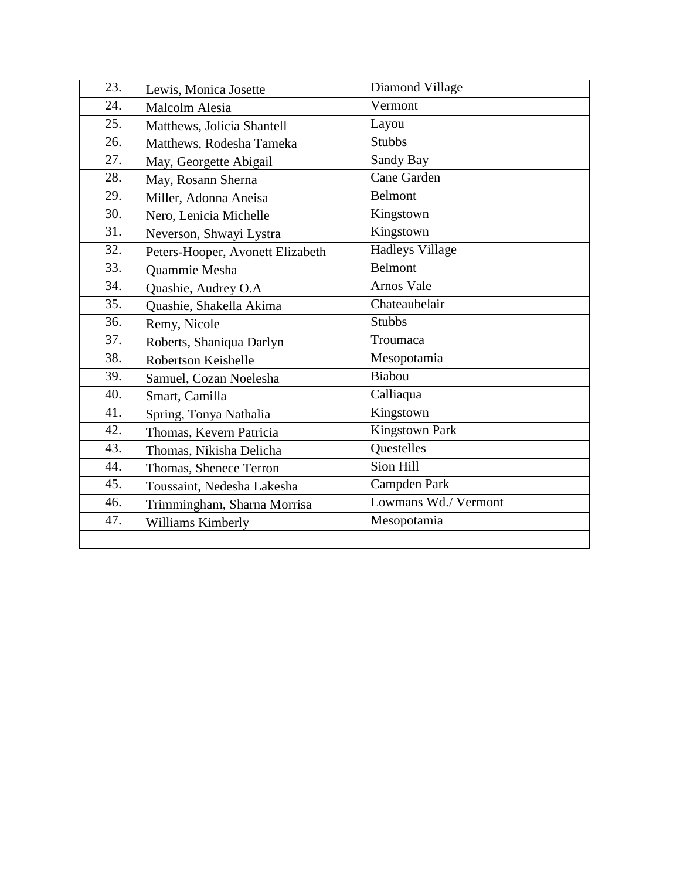| | | |
|---|---|---|
| 23. | Lewis, Monica Josette | Diamond Village |
| 24. | Malcolm Alesia | Vermont |
| 25. | Matthews, Jolicia Shantell | Layou |
| 26. | Matthews, Rodesha Tameka | Stubbs |
| 27. | May, Georgette Abigail | Sandy Bay |
| 28. | May, Rosann Sherna | Cane Garden |
| 29. | Miller, Adonna Aneisa | Belmont |
| 30. | Nero, Lenicia Michelle | Kingstown |
| 31. | Neverson, Shwayi Lystra | Kingstown |
| 32. | Peters-Hooper, Avonett Elizabeth | Hadleys Village |
| 33. | Quammie Mesha | Belmont |
| 34. | Quashie, Audrey O.A | Arnos Vale |
| 35. | Quashie, Shakella Akima | Chateaubelair |
| 36. | Remy, Nicole | Stubbs |
| 37. | Roberts, Shaniqua Darlyn | Troumaca |
| 38. | Robertson Keishelle | Mesopotamia |
| 39. | Samuel, Cozan Noelesha | Biabou |
| 40. | Smart, Camilla | Calliaqua |
| 41. | Spring, Tonya Nathalia | Kingstown |
| 42. | Thomas, Kevern Patricia | Kingstown Park |
| 43. | Thomas, Nikisha Delicha | Questelles |
| 44. | Thomas, Shenece Terron | Sion Hill |
| 45. | Toussaint, Nedesha Lakesha | Campden Park |
| 46. | Trimmingham, Sharna Morrisa | Lowmans Wd./ Vermont |
| 47. | Williams Kimberly | Mesopotamia |
| | | |